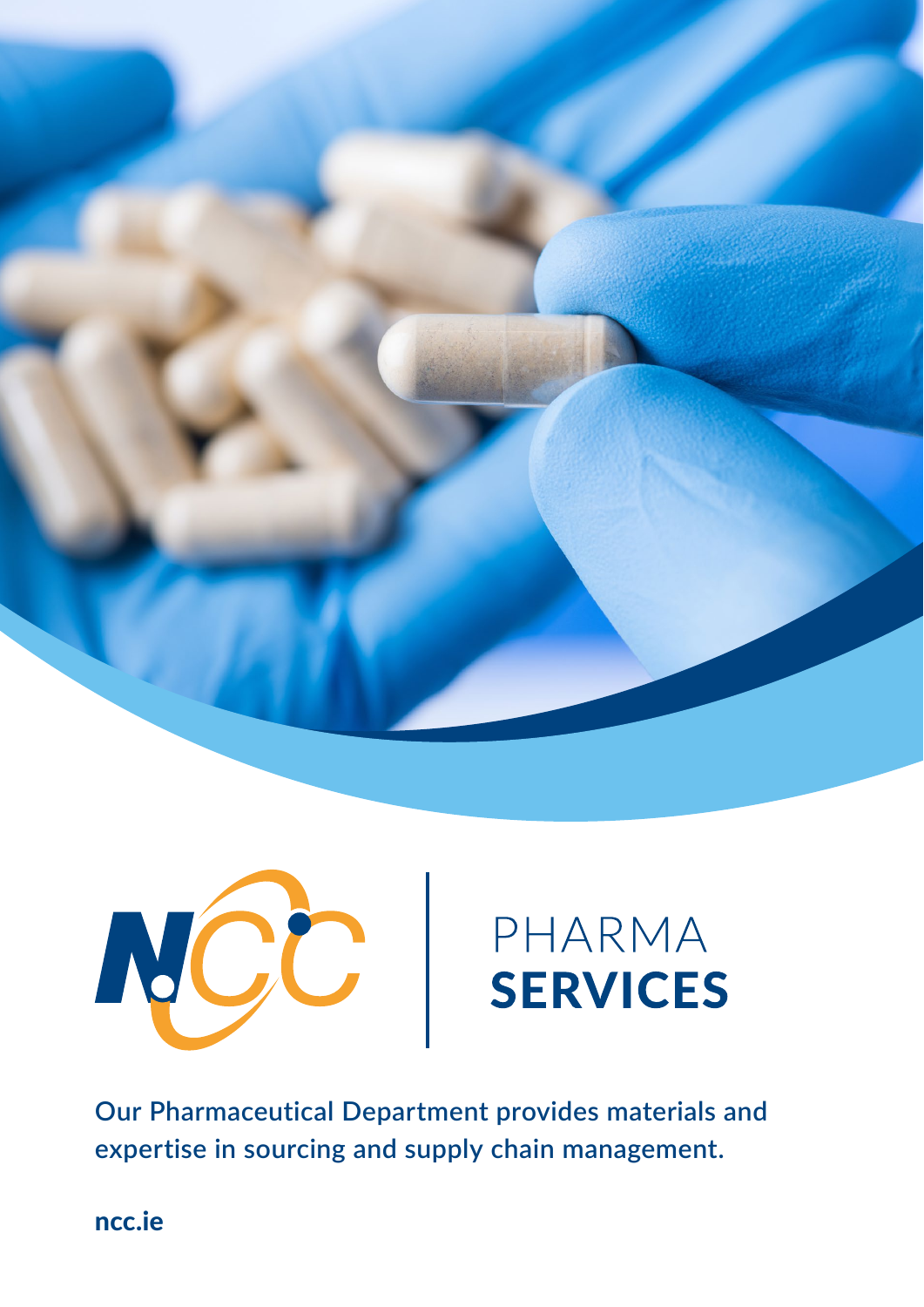# PHARMA SERVICES

Our Pharmaceutical Department provides materials and expertise in sourcing and supply chain management.

**ncc.ie**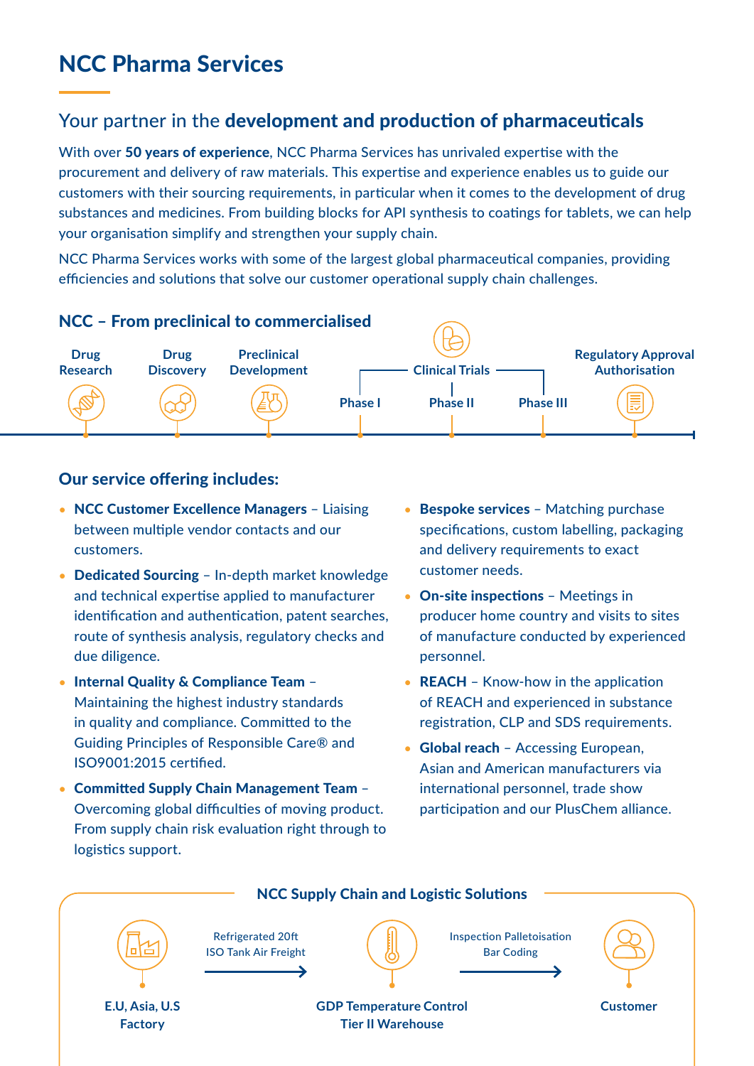# NCC Pharma Services

## Your partner in the **development and production of pharmaceuticals**

With over **50 years of experience**, NCC Pharma Services has unrivaled expertise with the procurement and delivery of raw materials. This expertise and experience enables us to guide our customers with their sourcing requirements, in particular when it comes to the development of drug substances and medicines. From building blocks for API synthesis to coatings for tablets, we can help your organisation simplify and strengthen your supply chain.

NCC Pharma Services works with some of the largest global pharmaceutical companies, providing efficiencies and solutions that solve our customer operational supply chain challenges.

### NCC – From preclinical to commercialised

Drug Research → Drug Discovery → Preclinical Development → Clinical Trials (Phase I → Phase II → Phase III) → Regulatory Approval Authorisation

### Our service offering includes:

- **NCC Customer Excellence Managers** – Liaising between multiple vendor contacts and our customers.
- **Dedicated Sourcing** – In-depth market knowledge and technical expertise applied to manufacturer identification and authentication, patent searches, route of synthesis analysis, regulatory checks and due diligence.
- **Internal Quality & Compliance Team** – Maintaining the highest industry standards in quality and compliance. Committed to the Guiding Principles of Responsible Care® and ISO9001:2015 certified.
- **Committed Supply Chain Management Team** – Overcoming global difficulties of moving product. From supply chain risk evaluation right through to logistics support.
- **Bespoke services** – Matching purchase specifications, custom labelling, packaging and delivery requirements to exact customer needs.
- **On-site inspections** – Meetings in producer home country and visits to sites of manufacture conducted by experienced personnel.
- **REACH** – Know-how in the application of REACH and experienced in substance registration, CLP and SDS requirements.
- **Global reach** – Accessing European, Asian and American manufacturers via international personnel, trade show participation and our PlusChem alliance.

### NCC Supply Chain and Logistic Solutions

E.U, Asia, U.S Factory → (Refrigerated 20ft ISO Tank Air Freight) → GDP Temperature Control Tier II Warehouse → (Inspection Palletoisation Bar Coding) → Customer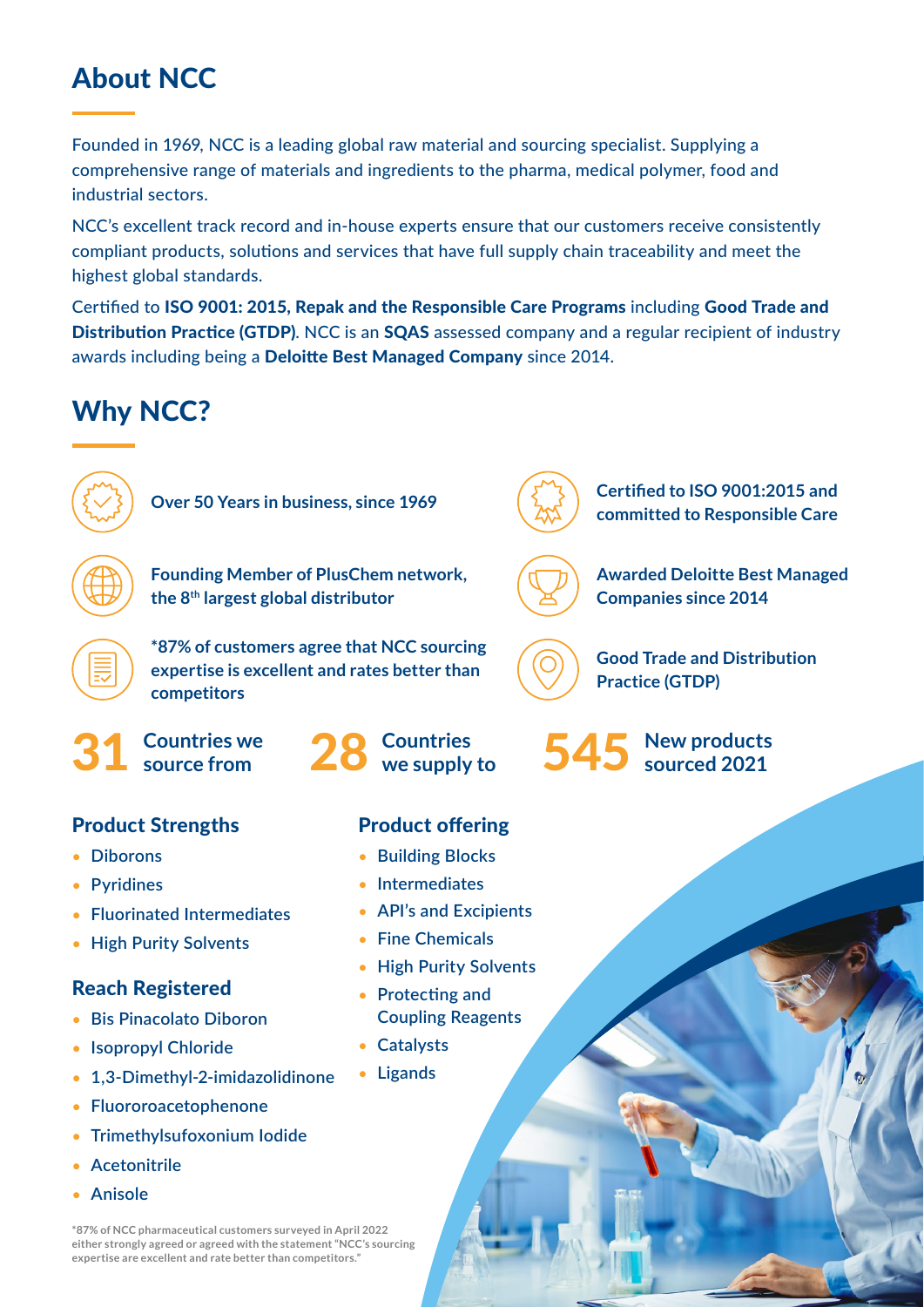# About NCC

Founded in 1969, NCC is a leading global raw material and sourcing specialist. Supplying a comprehensive range of materials and ingredients to the pharma, medical polymer, food and industrial sectors.

NCC's excellent track record and in-house experts ensure that our customers receive consistently compliant products, solutions and services that have full supply chain traceability and meet the highest global standards.

Certified to **ISO 9001: 2015, Repak and the Responsible Care Programs** including **Good Trade and Distribution Practice (GTDP)**. NCC is an **SQAS** assessed company and a regular recipient of industry awards including being a **Deloitte Best Managed Company** since 2014.

# Why NCC?

- **Over 50 Years in business, since 1969**
- **Founding Member of PlusChem network, the 8th largest global distributor**
- **\*87% of customers agree that NCC sourcing expertise is excellent and rates better than competitors**
- **Certified to ISO 9001:2015 and committed to Responsible Care**
- **Awarded Deloitte Best Managed Companies since 2014**
- **Good Trade and Distribution Practice (GTDP)**

**31** Countries we source from

**28** Countries we supply to

**545** New products sourced 2021

## Product Strengths

- Diborons
- Pyridines
- Fluorinated Intermediates
- High Purity Solvents

## Reach Registered

- Bis Pinacolato Diboron
- Isopropyl Chloride
- 1,3-Dimethyl-2-imidazolidinone
- Fluororoacetophenone
- Trimethylsufoxonium Iodide
- Acetonitrile
- Anisole

## Product offering

- Building Blocks
- Intermediates
- API's and Excipients
- Fine Chemicals
- High Purity Solvents
- Protecting and Coupling Reagents
- Catalysts
- Ligands

\*87% of NCC pharmaceutical customers surveyed in April 2022 either strongly agreed or agreed with the statement "NCC's sourcing expertise are excellent and rate better than competitors."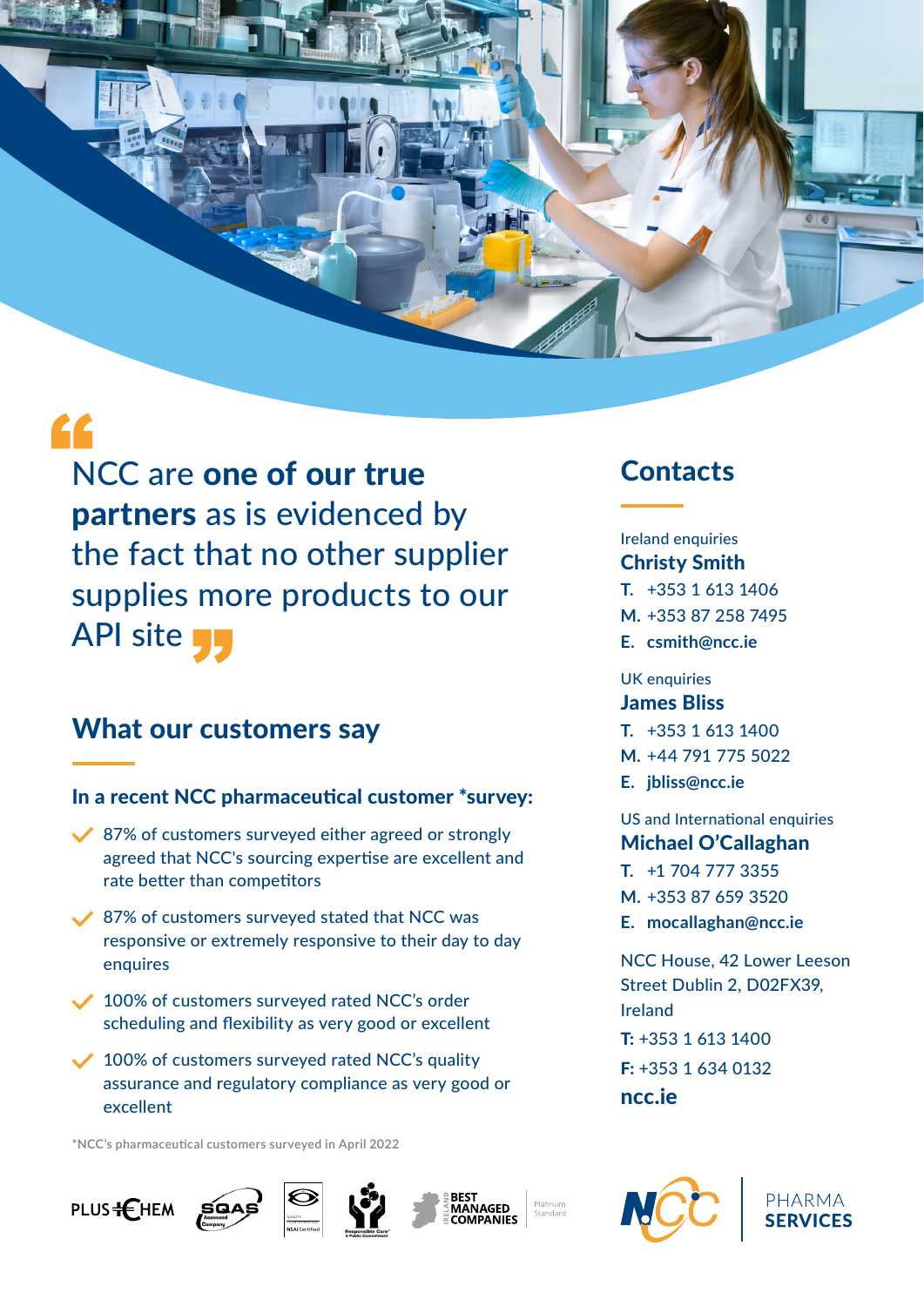NCC are **one of our true partners** as is evidenced by the fact that no other supplier supplies more products to our API site

## What our customers say

**In a recent NCC pharmaceutical customer *survey:**

- 87% of customers surveyed either agreed or strongly agreed that NCC's sourcing expertise are excellent and rate better than competitors
- 87% of customers surveyed stated that NCC was responsive or extremely responsive to their day to day enquires
- 100% of customers surveyed rated NCC's order scheduling and flexibility as very good or excellent
- 100% of customers surveyed rated NCC's quality assurance and regulatory compliance as very good or excellent

*NCC's pharmaceutical customers surveyed in April 2022

## Contacts

Ireland enquiries
**Christy Smith**
**T.** +353 1 613 1406
**M.** +353 87 258 7495
**E.** **csmith@ncc.ie**

UK enquiries
**James Bliss**
**T.** +353 1 613 1400
**M.** +44 791 775 5022
**E.** **jbliss@ncc.ie**

US and International enquiries
**Michael O'Callaghan**
**T.** +1 704 777 3355
**M.** +353 87 659 3520
**E.** **mocallaghan@ncc.ie**

NCC House, 42 Lower Leeson Street Dublin 2, D02FX39, Ireland

**T:** +353 1 613 1400
**F:** +353 1 634 0132

**ncc.ie**

PLUS CHEM | SQAS Assessed Company | NSAI Certified | Responsible Care | Ireland Best Managed Companies Platinum Standard

NCC PHARMA **SERVICES**